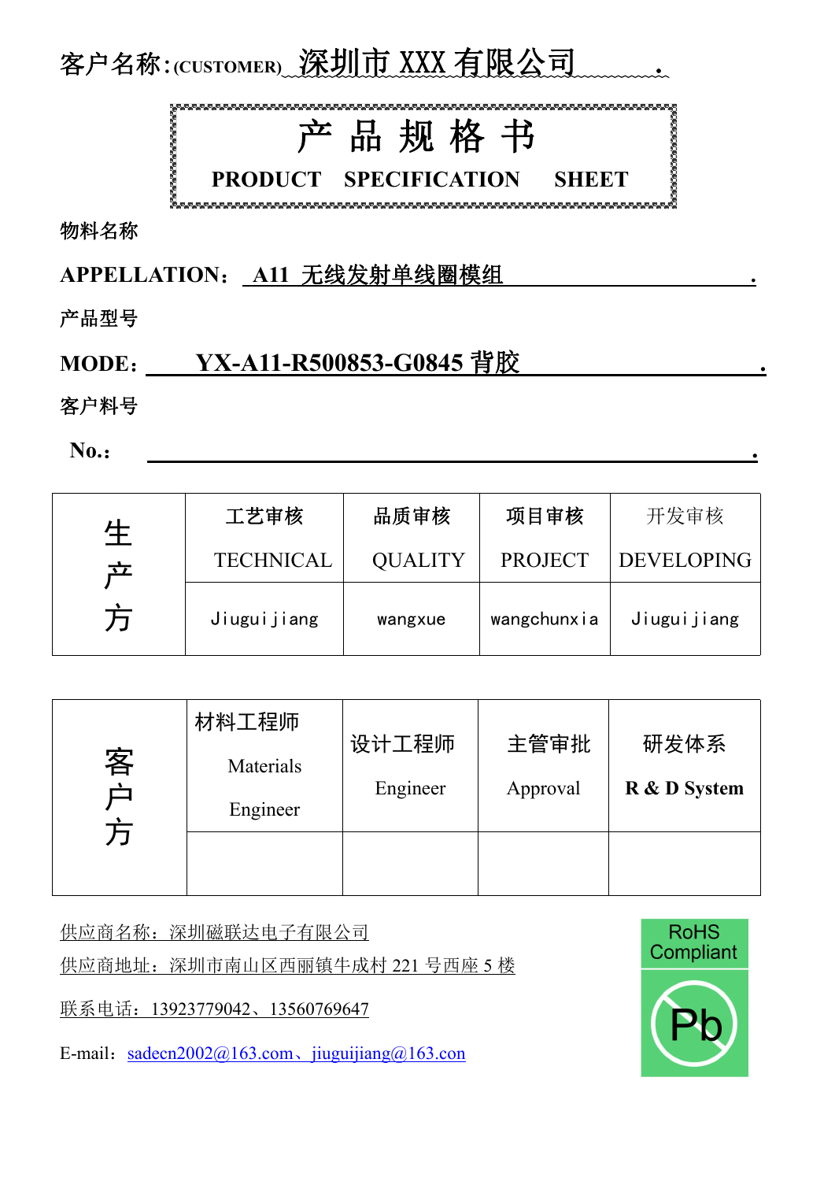客户名称:(CUSTOMER) 深圳市 XXX 有限公司

# 产 品 规 格 书

## PRODUCT SPECIFICATION SHEET

物料名称

**APPELLATION：A11 无线发射单线圈模组**

产品型号

**MODE：YX-A11-R500853-G0845 背胶**

客户料号

**No.：**

| 生产方 | 工艺审核 TECHNICAL | 品质审核 QUALITY | 项目审核 PROJECT | 开发审核 DEVELOPING |
|---|---|---|---|---|
| | Jiuguijiang | wangxue | wangchunxia | Jiuguijiang |

| 客户方 | 材料工程师 Materials Engineer | 设计工程师 Engineer | 主管审批 Approval | 研发体系 R & D System |
|---|---|---|---|---|
| | | | | |

供应商名称：深圳磁联达电子有限公司

供应商地址：深圳市南山区西丽镇牛成村 221 号西座 5 楼

联系电话：13923779042、13560769647

E-mail：sadecn2002@163.com、jiuguijiang@163.con

RoHS Compliant Pb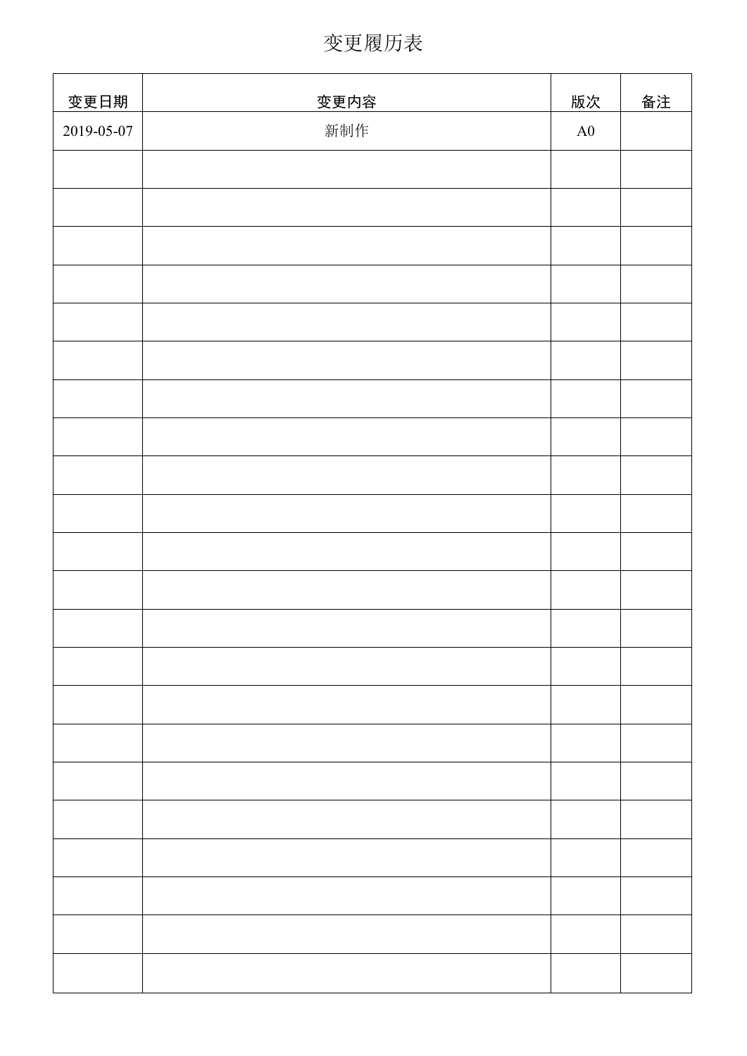# 变更履历表

| 变更日期 | 变更内容 | 版次 | 备注 |
|---|---|---|---|
| 2019-05-07 | 新制作 | A0 | |
| | | | |
| | | | |
| | | | |
| | | | |
| | | | |
| | | | |
| | | | |
| | | | |
| | | | |
| | | | |
| | | | |
| | | | |
| | | | |
| | | | |
| | | | |
| | | | |
| | | | |
| | | | |
| | | | |
| | | | |
| | | | |
| | | | |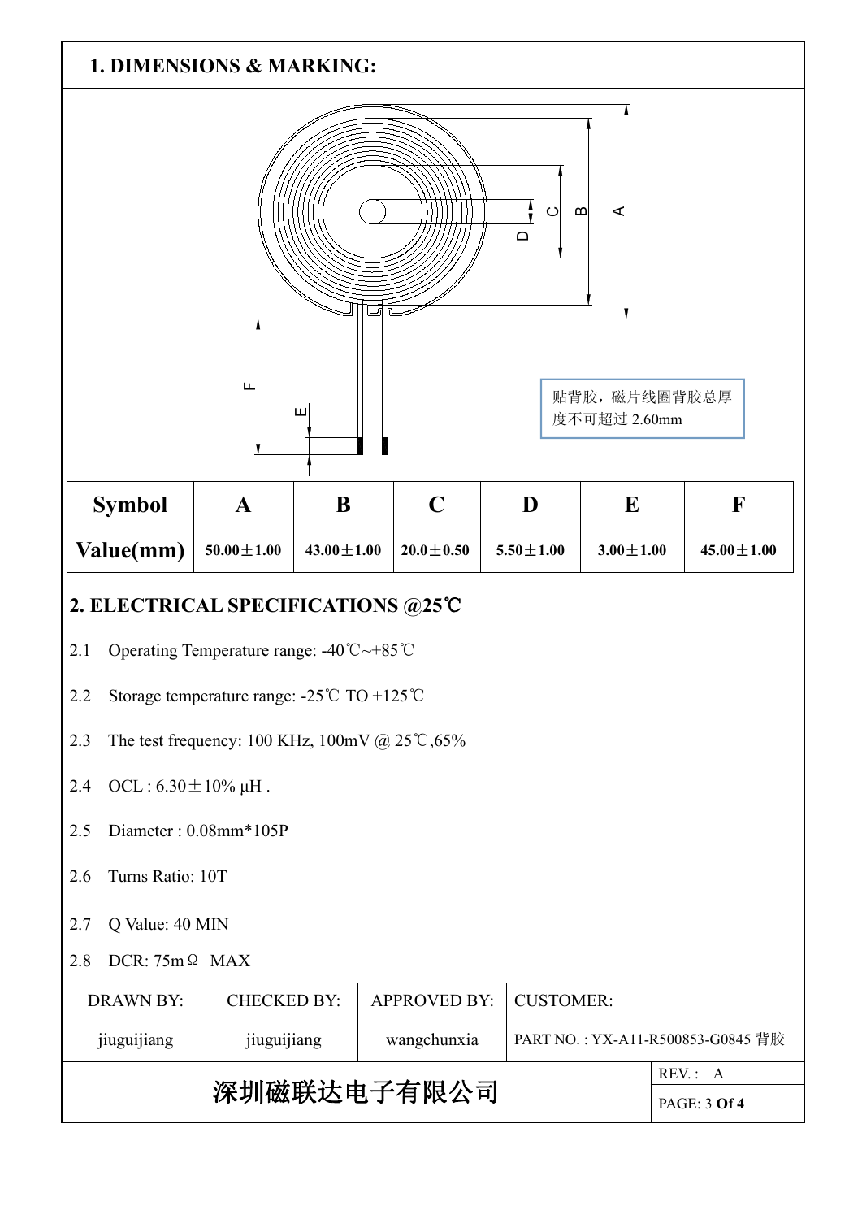## 1. DIMENSIONS & MARKING:

贴背胶，磁片线圈背胶总厚度不可超过 2.60mm

| Symbol | A | B | C | D | E | F |
|---|---|---|---|---|---|---|
| Value(mm) | 50.00±1.00 | 43.00±1.00 | 20.0±0.50 | 5.50±1.00 | 3.00±1.00 | 45.00±1.00 |

## 2. ELECTRICAL SPECIFICATIONS @25℃

2.1 Operating Temperature range: -40℃~+85℃

2.2 Storage temperature range: -25℃ TO +125℃

2.3 The test frequency: 100 KHz, 100mV @ 25℃,65%

2.4 OCL : 6.30±10% μH .

2.5 Diameter : 0.08mm*105P

2.6 Turns Ratio: 10T

2.7 Q Value: 40 MIN

2.8 DCR: 75mΩ MAX

| DRAWN BY: | CHECKED BY: | APPROVED BY: | CUSTOMER: |
|---|---|---|---|
| jiuguijiang | jiuguijiang | wangchunxia | PART NO. : YX-A11-R500853-G0845 背胶 |
| 深圳磁联达电子有限公司 | | | REV. : A |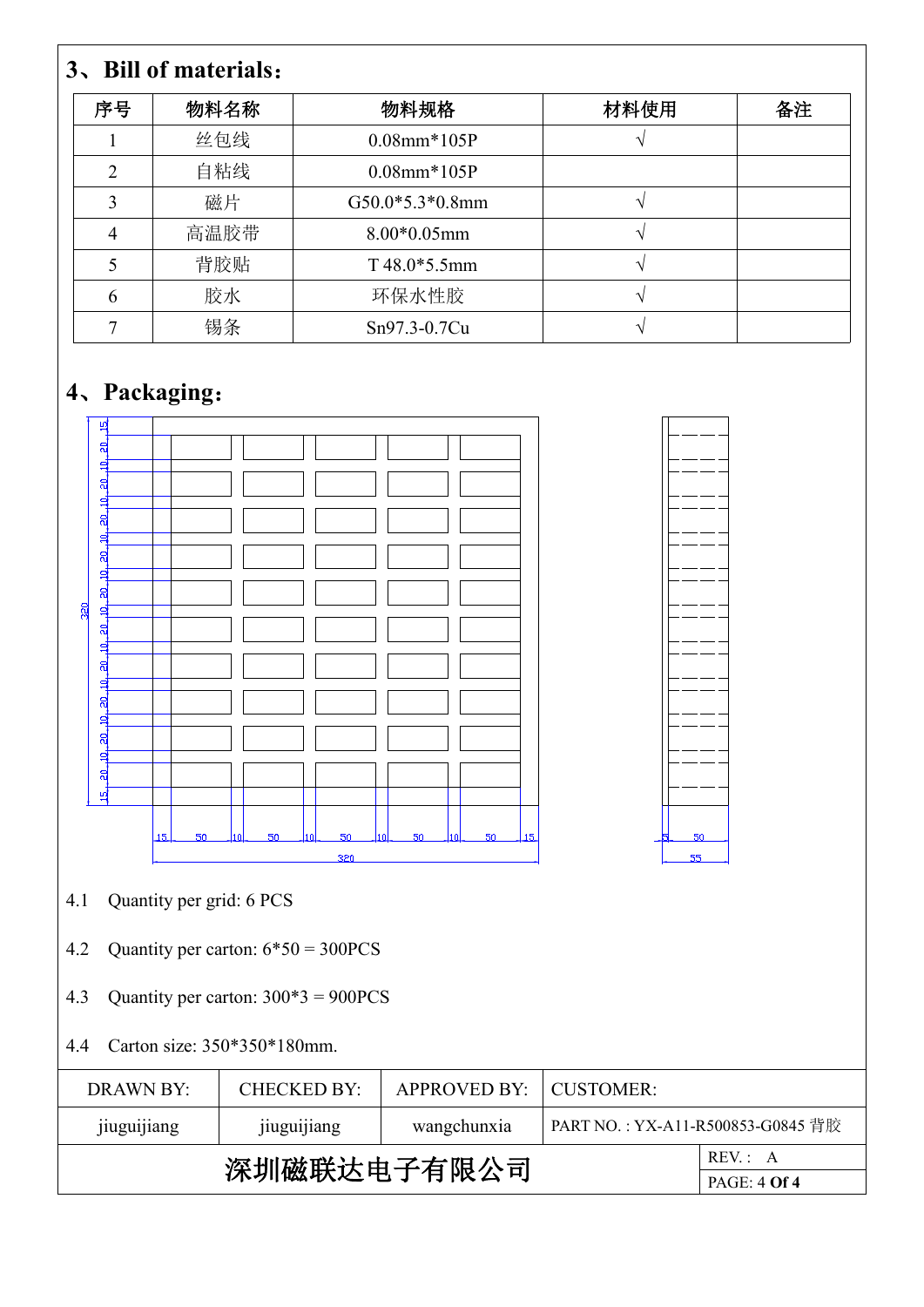## 3、Bill of materials：

| 序号 | 物料名称 | 物料规格 | 材料使用 | 备注 |
|---|---|---|---|---|
| 1 | 丝包线 | 0.08mm*105P | √ | |
| 2 | 自粘线 | 0.08mm*105P | | |
| 3 | 磁片 | G50.0*5.3*0.8mm | √ | |
| 4 | 高温胶带 | 8.00*0.05mm | √ | |
| 5 | 背胶贴 | T 48.0*5.5mm | √ | |
| 6 | 胶水 | 环保水性胶 | √ | |
| 7 | 锡条 | Sn97.3-0.7Cu | √ | |

## 4、Packaging：

320
15 20 10 20 10 20 10 20 10 20 10 20 10 20 10 20 10 20 10 20 10 20 15
15 50 10 50 10 50 10 50 10 50 15
320
5 50
55

4.1 Quantity per grid: 6 PCS

4.2 Quantity per carton: 6*50 = 300PCS

4.3 Quantity per carton: 300*3 = 900PCS

4.4 Carton size: 350*350*180mm.

| DRAWN BY: | CHECKED BY: | APPROVED BY: | CUSTOMER: |
|---|---|---|---|
| jiuguijiang | jiuguijiang | wangchunxia | PART NO. : YX-A11-R500853-G0845 背胶 |

深圳磁联达电子有限公司

REV.: A